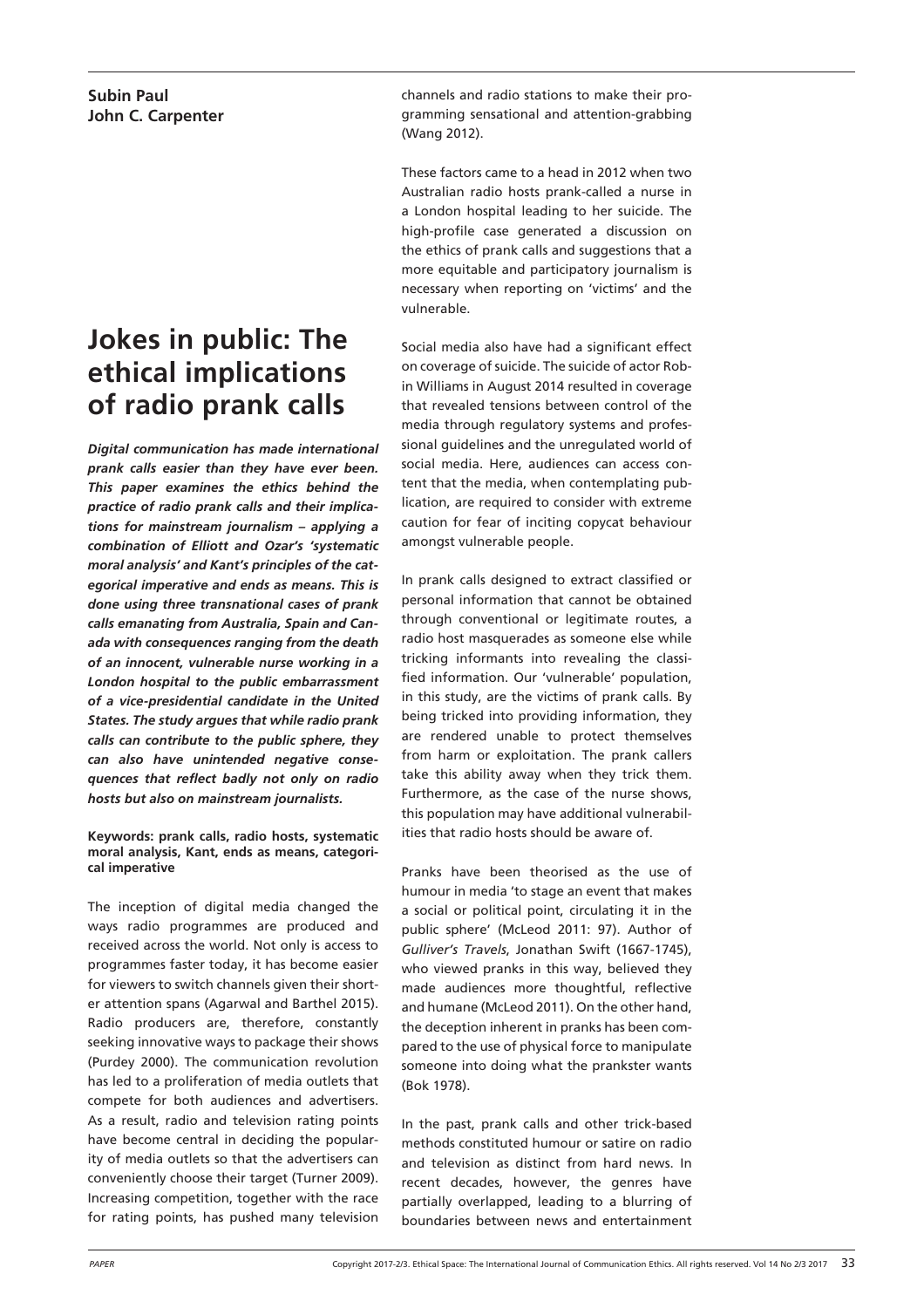**Subin Paul**
**John C. Carpenter**

# Jokes in public: The ethical implications of radio prank calls

***Digital communication has made international prank calls easier than they have ever been. This paper examines the ethics behind the practice of radio prank calls and their implications for mainstream journalism – applying a combination of Elliott and Ozar's 'systematic moral analysis' and Kant's principles of the categorical imperative and ends as means. This is done using three transnational cases of prank calls emanating from Australia, Spain and Canada with consequences ranging from the death of an innocent, vulnerable nurse working in a London hospital to the public embarrassment of a vice-presidential candidate in the United States. The study argues that while radio prank calls can contribute to the public sphere, they can also have unintended negative consequences that reflect badly not only on radio hosts but also on mainstream journalists.***

**Keywords: prank calls, radio hosts, systematic moral analysis, Kant, ends as means, categorical imperative**

The inception of digital media changed the ways radio programmes are produced and received across the world. Not only is access to programmes faster today, it has become easier for viewers to switch channels given their shorter attention spans (Agarwal and Barthel 2015). Radio producers are, therefore, constantly seeking innovative ways to package their shows (Purdey 2000). The communication revolution has led to a proliferation of media outlets that compete for both audiences and advertisers. As a result, radio and television rating points have become central in deciding the popularity of media outlets so that the advertisers can conveniently choose their target (Turner 2009). Increasing competition, together with the race for rating points, has pushed many television channels and radio stations to make their programming sensational and attention-grabbing (Wang 2012).

These factors came to a head in 2012 when two Australian radio hosts prank-called a nurse in a London hospital leading to her suicide. The high-profile case generated a discussion on the ethics of prank calls and suggestions that a more equitable and participatory journalism is necessary when reporting on 'victims' and the vulnerable.

Social media also have had a significant effect on coverage of suicide. The suicide of actor Robin Williams in August 2014 resulted in coverage that revealed tensions between control of the media through regulatory systems and professional guidelines and the unregulated world of social media. Here, audiences can access content that the media, when contemplating publication, are required to consider with extreme caution for fear of inciting copycat behaviour amongst vulnerable people.

In prank calls designed to extract classified or personal information that cannot be obtained through conventional or legitimate routes, a radio host masquerades as someone else while tricking informants into revealing the classified information. Our 'vulnerable' population, in this study, are the victims of prank calls. By being tricked into providing information, they are rendered unable to protect themselves from harm or exploitation. The prank callers take this ability away when they trick them. Furthermore, as the case of the nurse shows, this population may have additional vulnerabilities that radio hosts should be aware of.

Pranks have been theorised as the use of humour in media 'to stage an event that makes a social or political point, circulating it in the public sphere' (McLeod 2011: 97). Author of *Gulliver's Travels*, Jonathan Swift (1667-1745), who viewed pranks in this way, believed they made audiences more thoughtful, reflective and humane (McLeod 2011). On the other hand, the deception inherent in pranks has been compared to the use of physical force to manipulate someone into doing what the prankster wants (Bok 1978).

In the past, prank calls and other trick-based methods constituted humour or satire on radio and television as distinct from hard news. In recent decades, however, the genres have partially overlapped, leading to a blurring of boundaries between news and entertainment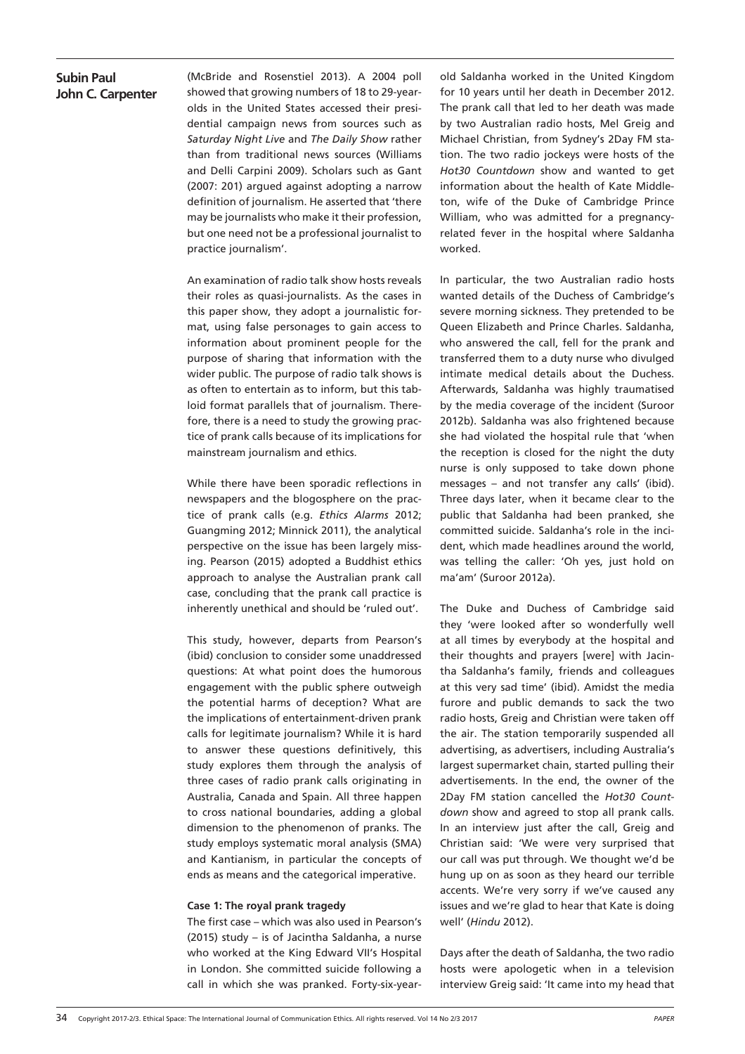(McBride and Rosenstiel 2013). A 2004 poll showed that growing numbers of 18 to 29-year-olds in the United States accessed their presidential campaign news from sources such as *Saturday Night Live* and *The Daily Show* rather than from traditional news sources (Williams and Delli Carpini 2009). Scholars such as Gant (2007: 201) argued against adopting a narrow definition of journalism. He asserted that 'there may be journalists who make it their profession, but one need not be a professional journalist to practice journalism'.

An examination of radio talk show hosts reveals their roles as quasi-journalists. As the cases in this paper show, they adopt a journalistic format, using false personages to gain access to information about prominent people for the purpose of sharing that information with the wider public. The purpose of radio talk shows is as often to entertain as to inform, but this tabloid format parallels that of journalism. Therefore, there is a need to study the growing practice of prank calls because of its implications for mainstream journalism and ethics.

While there have been sporadic reflections in newspapers and the blogosphere on the practice of prank calls (e.g. *Ethics Alarms* 2012; Guangming 2012; Minnick 2011), the analytical perspective on the issue has been largely missing. Pearson (2015) adopted a Buddhist ethics approach to analyse the Australian prank call case, concluding that the prank call practice is inherently unethical and should be 'ruled out'.

This study, however, departs from Pearson's (ibid) conclusion to consider some unaddressed questions: At what point does the humorous engagement with the public sphere outweigh the potential harms of deception? What are the implications of entertainment-driven prank calls for legitimate journalism? While it is hard to answer these questions definitively, this study explores them through the analysis of three cases of radio prank calls originating in Australia, Canada and Spain. All three happen to cross national boundaries, adding a global dimension to the phenomenon of pranks. The study employs systematic moral analysis (SMA) and Kantianism, in particular the concepts of ends as means and the categorical imperative.

### Case 1: The royal prank tragedy

The first case – which was also used in Pearson's (2015) study – is of Jacintha Saldanha, a nurse who worked at the King Edward VII's Hospital in London. She committed suicide following a call in which she was pranked. Forty-six-year-old Saldanha worked in the United Kingdom for 10 years until her death in December 2012. The prank call that led to her death was made by two Australian radio hosts, Mel Greig and Michael Christian, from Sydney's 2Day FM station. The two radio jockeys were hosts of the *Hot30 Countdown* show and wanted to get information about the health of Kate Middleton, wife of the Duke of Cambridge Prince William, who was admitted for a pregnancy-related fever in the hospital where Saldanha worked.

In particular, the two Australian radio hosts wanted details of the Duchess of Cambridge's severe morning sickness. They pretended to be Queen Elizabeth and Prince Charles. Saldanha, who answered the call, fell for the prank and transferred them to a duty nurse who divulged intimate medical details about the Duchess. Afterwards, Saldanha was highly traumatised by the media coverage of the incident (Suroor 2012b). Saldanha was also frightened because she had violated the hospital rule that 'when the reception is closed for the night the duty nurse is only supposed to take down phone messages – and not transfer any calls' (ibid). Three days later, when it became clear to the public that Saldanha had been pranked, she committed suicide. Saldanha's role in the incident, which made headlines around the world, was telling the caller: 'Oh yes, just hold on ma'am' (Suroor 2012a).

The Duke and Duchess of Cambridge said they 'were looked after so wonderfully well at all times by everybody at the hospital and their thoughts and prayers [were] with Jacintha Saldanha's family, friends and colleagues at this very sad time' (ibid). Amidst the media furore and public demands to sack the two radio hosts, Greig and Christian were taken off the air. The station temporarily suspended all advertising, as advertisers, including Australia's largest supermarket chain, started pulling their advertisements. In the end, the owner of the 2Day FM station cancelled the *Hot30 Countdown* show and agreed to stop all prank calls. In an interview just after the call, Greig and Christian said: 'We were very surprised that our call was put through. We thought we'd be hung up on as soon as they heard our terrible accents. We're very sorry if we've caused any issues and we're glad to hear that Kate is doing well' (*Hindu* 2012).

Days after the death of Saldanha, the two radio hosts were apologetic when in a television interview Greig said: 'It came into my head that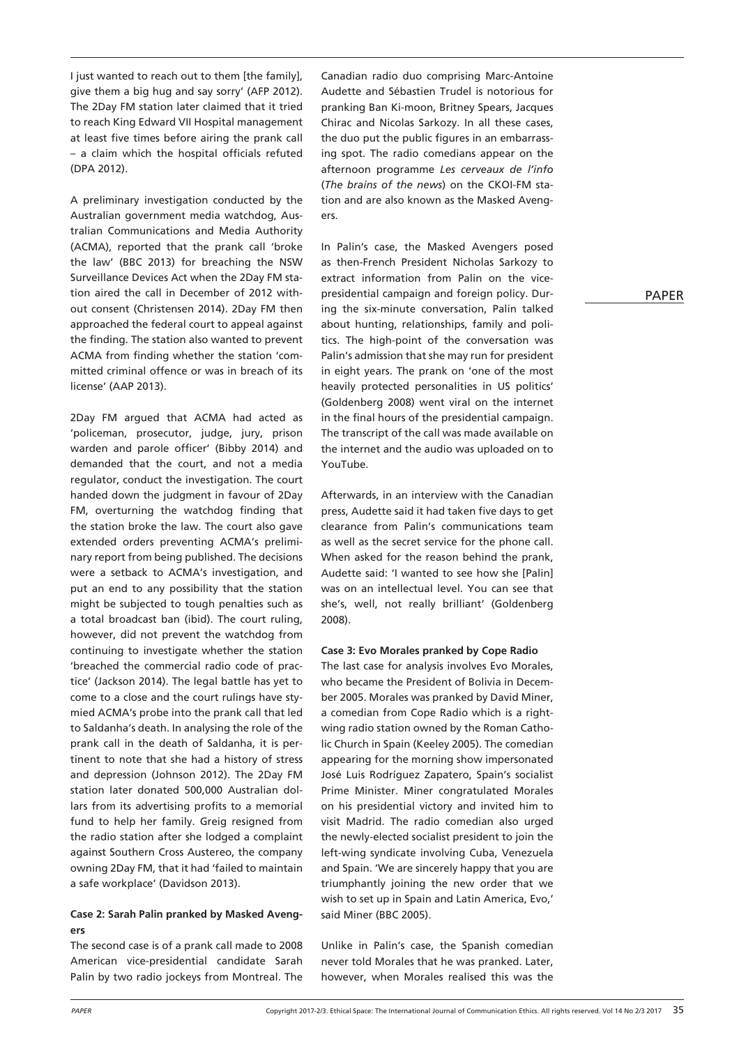I just wanted to reach out to them [the family], give them a big hug and say sorry' (AFP 2012). The 2Day FM station later claimed that it tried to reach King Edward VII Hospital management at least five times before airing the prank call – a claim which the hospital officials refuted (DPA 2012).

A preliminary investigation conducted by the Australian government media watchdog, Australian Communications and Media Authority (ACMA), reported that the prank call 'broke the law' (BBC 2013) for breaching the NSW Surveillance Devices Act when the 2Day FM station aired the call in December of 2012 without consent (Christensen 2014). 2Day FM then approached the federal court to appeal against the finding. The station also wanted to prevent ACMA from finding whether the station 'committed criminal offence or was in breach of its license' (AAP 2013).

2Day FM argued that ACMA had acted as 'policeman, prosecutor, judge, jury, prison warden and parole officer' (Bibby 2014) and demanded that the court, and not a media regulator, conduct the investigation. The court handed down the judgment in favour of 2Day FM, overturning the watchdog finding that the station broke the law. The court also gave extended orders preventing ACMA's preliminary report from being published. The decisions were a setback to ACMA's investigation, and put an end to any possibility that the station might be subjected to tough penalties such as a total broadcast ban (ibid). The court ruling, however, did not prevent the watchdog from continuing to investigate whether the station 'breached the commercial radio code of practice' (Jackson 2014). The legal battle has yet to come to a close and the court rulings have stymied ACMA's probe into the prank call that led to Saldanha's death. In analysing the role of the prank call in the death of Saldanha, it is pertinent to note that she had a history of stress and depression (Johnson 2012). The 2Day FM station later donated 500,000 Australian dollars from its advertising profits to a memorial fund to help her family. Greig resigned from the radio station after she lodged a complaint against Southern Cross Austereo, the company owning 2Day FM, that it had 'failed to maintain a safe workplace' (Davidson 2013).

### Case 2: Sarah Palin pranked by Masked Avengers

The second case is of a prank call made to 2008 American vice-presidential candidate Sarah Palin by two radio jockeys from Montreal. The Canadian radio duo comprising Marc-Antoine Audette and Sébastien Trudel is notorious for pranking Ban Ki-moon, Britney Spears, Jacques Chirac and Nicolas Sarkozy. In all these cases, the duo put the public figures in an embarrassing spot. The radio comedians appear on the afternoon programme *Les cerveaux de l'info* (*The brains of the news*) on the CKOI-FM station and are also known as the Masked Avengers.

In Palin's case, the Masked Avengers posed as then-French President Nicholas Sarkozy to extract information from Palin on the vice-presidential campaign and foreign policy. During the six-minute conversation, Palin talked about hunting, relationships, family and politics. The high-point of the conversation was Palin's admission that she may run for president in eight years. The prank on 'one of the most heavily protected personalities in US politics' (Goldenberg 2008) went viral on the internet in the final hours of the presidential campaign. The transcript of the call was made available on the internet and the audio was uploaded on to YouTube.

Afterwards, in an interview with the Canadian press, Audette said it had taken five days to get clearance from Palin's communications team as well as the secret service for the phone call. When asked for the reason behind the prank, Audette said: 'I wanted to see how she [Palin] was on an intellectual level. You can see that she's, well, not really brilliant' (Goldenberg 2008).

### Case 3: Evo Morales pranked by Cope Radio

The last case for analysis involves Evo Morales, who became the President of Bolivia in December 2005. Morales was pranked by David Miner, a comedian from Cope Radio which is a right-wing radio station owned by the Roman Catholic Church in Spain (Keeley 2005). The comedian appearing for the morning show impersonated José Luis Rodríguez Zapatero, Spain's socialist Prime Minister. Miner congratulated Morales on his presidential victory and invited him to visit Madrid. The radio comedian also urged the newly-elected socialist president to join the left-wing syndicate involving Cuba, Venezuela and Spain. 'We are sincerely happy that you are triumphantly joining the new order that we wish to set up in Spain and Latin America, Evo,' said Miner (BBC 2005).

Unlike in Palin's case, the Spanish comedian never told Morales that he was pranked. Later, however, when Morales realised this was the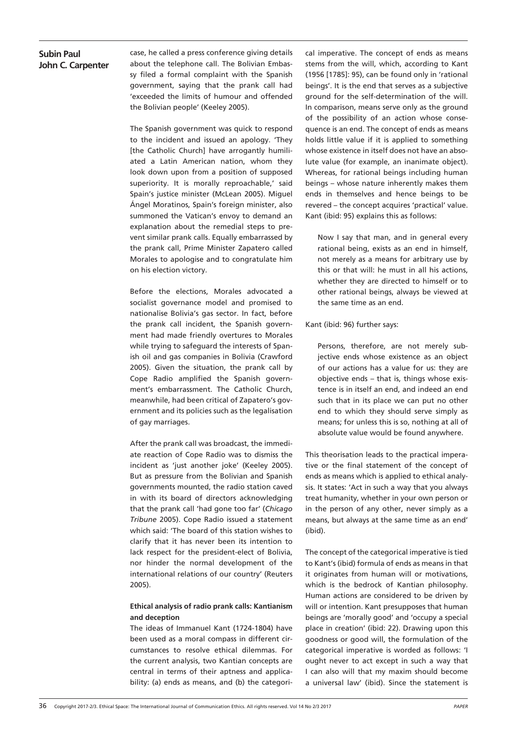case, he called a press conference giving details about the telephone call. The Bolivian Embassy filed a formal complaint with the Spanish government, saying that the prank call had 'exceeded the limits of humour and offended the Bolivian people' (Keeley 2005).

The Spanish government was quick to respond to the incident and issued an apology. 'They [the Catholic Church] have arrogantly humiliated a Latin American nation, whom they look down upon from a position of supposed superiority. It is morally reproachable,' said Spain's justice minister (McLean 2005). Miguel Ángel Moratinos, Spain's foreign minister, also summoned the Vatican's envoy to demand an explanation about the remedial steps to prevent similar prank calls. Equally embarrassed by the prank call, Prime Minister Zapatero called Morales to apologise and to congratulate him on his election victory.

Before the elections, Morales advocated a socialist governance model and promised to nationalise Bolivia's gas sector. In fact, before the prank call incident, the Spanish government had made friendly overtures to Morales while trying to safeguard the interests of Spanish oil and gas companies in Bolivia (Crawford 2005). Given the situation, the prank call by Cope Radio amplified the Spanish government's embarrassment. The Catholic Church, meanwhile, had been critical of Zapatero's government and its policies such as the legalisation of gay marriages.

After the prank call was broadcast, the immediate reaction of Cope Radio was to dismiss the incident as 'just another joke' (Keeley 2005). But as pressure from the Bolivian and Spanish governments mounted, the radio station caved in with its board of directors acknowledging that the prank call 'had gone too far' (*Chicago Tribune* 2005). Cope Radio issued a statement which said: 'The board of this station wishes to clarify that it has never been its intention to lack respect for the president-elect of Bolivia, nor hinder the normal development of the international relations of our country' (Reuters 2005).

### Ethical analysis of radio prank calls: Kantianism and deception

The ideas of Immanuel Kant (1724-1804) have been used as a moral compass in different circumstances to resolve ethical dilemmas. For the current analysis, two Kantian concepts are central in terms of their aptness and applicability: (a) ends as means, and (b) the categorical imperative. The concept of ends as means stems from the will, which, according to Kant (1956 [1785]: 95), can be found only in 'rational beings'. It is the end that serves as a subjective ground for the self-determination of the will. In comparison, means serve only as the ground of the possibility of an action whose consequence is an end. The concept of ends as means holds little value if it is applied to something whose existence in itself does not have an absolute value (for example, an inanimate object). Whereas, for rational beings including human beings – whose nature inherently makes them ends in themselves and hence beings to be revered – the concept acquires 'practical' value. Kant (ibid: 95) explains this as follows:

> Now I say that man, and in general every rational being, exists as an end in himself, not merely as a means for arbitrary use by this or that will: he must in all his actions, whether they are directed to himself or to other rational beings, always be viewed at the same time as an end.

Kant (ibid: 96) further says:

> Persons, therefore, are not merely subjective ends whose existence as an object of our actions has a value for us: they are objective ends – that is, things whose existence is in itself an end, and indeed an end such that in its place we can put no other end to which they should serve simply as means; for unless this is so, nothing at all of absolute value would be found anywhere.

This theorisation leads to the practical imperative or the final statement of the concept of ends as means which is applied to ethical analysis. It states: 'Act in such a way that you always treat humanity, whether in your own person or in the person of any other, never simply as a means, but always at the same time as an end' (ibid).

The concept of the categorical imperative is tied to Kant's (ibid) formula of ends as means in that it originates from human will or motivations, which is the bedrock of Kantian philosophy. Human actions are considered to be driven by will or intention. Kant presupposes that human beings are 'morally good' and 'occupy a special place in creation' (ibid: 22). Drawing upon this goodness or good will, the formulation of the categorical imperative is worded as follows: 'I ought never to act except in such a way that I can also will that my maxim should become a universal law' (ibid). Since the statement is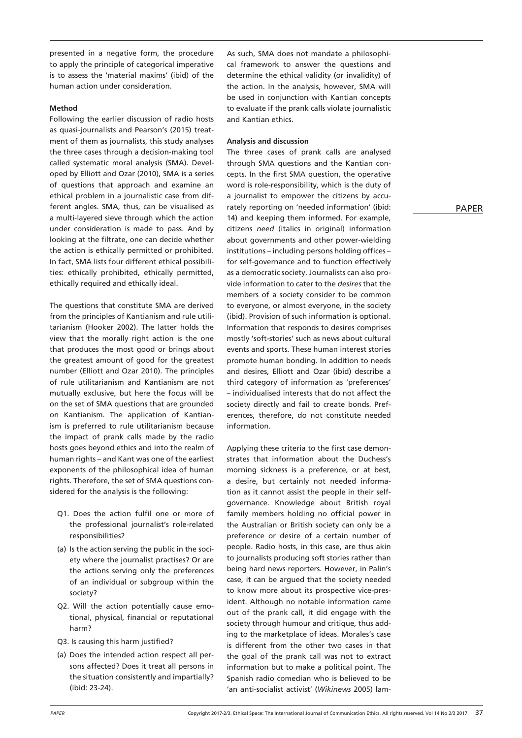presented in a negative form, the procedure to apply the principle of categorical imperative is to assess the 'material maxims' (ibid) of the human action under consideration.

**Method**

Following the earlier discussion of radio hosts as quasi-journalists and Pearson's (2015) treatment of them as journalists, this study analyses the three cases through a decision-making tool called systematic moral analysis (SMA). Developed by Elliott and Ozar (2010), SMA is a series of questions that approach and examine an ethical problem in a journalistic case from different angles. SMA, thus, can be visualised as a multi-layered sieve through which the action under consideration is made to pass. And by looking at the filtrate, one can decide whether the action is ethically permitted or prohibited. In fact, SMA lists four different ethical possibilities: ethically prohibited, ethically permitted, ethically required and ethically ideal.

The questions that constitute SMA are derived from the principles of Kantianism and rule utilitarianism (Hooker 2002). The latter holds the view that the morally right action is the one that produces the most good or brings about the greatest amount of good for the greatest number (Elliott and Ozar 2010). The principles of rule utilitarianism and Kantianism are not mutually exclusive, but here the focus will be on the set of SMA questions that are grounded on Kantianism. The application of Kantianism is preferred to rule utilitarianism because the impact of prank calls made by the radio hosts goes beyond ethics and into the realm of human rights – and Kant was one of the earliest exponents of the philosophical idea of human rights. Therefore, the set of SMA questions considered for the analysis is the following:

- Q1. Does the action fulfil one or more of the professional journalist's role-related responsibilities?
- (a) Is the action serving the public in the society where the journalist practises? Or are the actions serving only the preferences of an individual or subgroup within the society?
- Q2. Will the action potentially cause emotional, physical, financial or reputational harm?
- Q3. Is causing this harm justified?
- (a) Does the intended action respect all persons affected? Does it treat all persons in the situation consistently and impartially? (ibid: 23-24).

As such, SMA does not mandate a philosophical framework to answer the questions and determine the ethical validity (or invalidity) of the action. In the analysis, however, SMA will be used in conjunction with Kantian concepts to evaluate if the prank calls violate journalistic and Kantian ethics.

**Analysis and discussion**

The three cases of prank calls are analysed through SMA questions and the Kantian concepts. In the first SMA question, the operative word is role-responsibility, which is the duty of a journalist to empower the citizens by accurately reporting on 'needed information' (ibid: 14) and keeping them informed. For example, citizens *need* (italics in original) information about governments and other power-wielding institutions – including persons holding offices – for self-governance and to function effectively as a democratic society. Journalists can also provide information to cater to the *desires* that the members of a society consider to be common to everyone, or almost everyone, in the society (ibid). Provision of such information is optional. Information that responds to desires comprises mostly 'soft-stories' such as news about cultural events and sports. These human interest stories promote human bonding. In addition to needs and desires, Elliott and Ozar (ibid) describe a third category of information as 'preferences' – individualised interests that do not affect the society directly and fail to create bonds. Preferences, therefore, do not constitute needed information.

Applying these criteria to the first case demonstrates that information about the Duchess's morning sickness is a preference, or at best, a desire, but certainly not needed information as it cannot assist the people in their self-governance. Knowledge about British royal family members holding no official power in the Australian or British society can only be a preference or desire of a certain number of people. Radio hosts, in this case, are thus akin to journalists producing soft stories rather than being hard news reporters. However, in Palin's case, it can be argued that the society needed to know more about its prospective vice-president. Although no notable information came out of the prank call, it did engage with the society through humour and critique, thus adding to the marketplace of ideas. Morales's case is different from the other two cases in that the goal of the prank call was not to extract information but to make a political point. The Spanish radio comedian who is believed to be 'an anti-socialist activist' (*Wikinews* 2005) lam-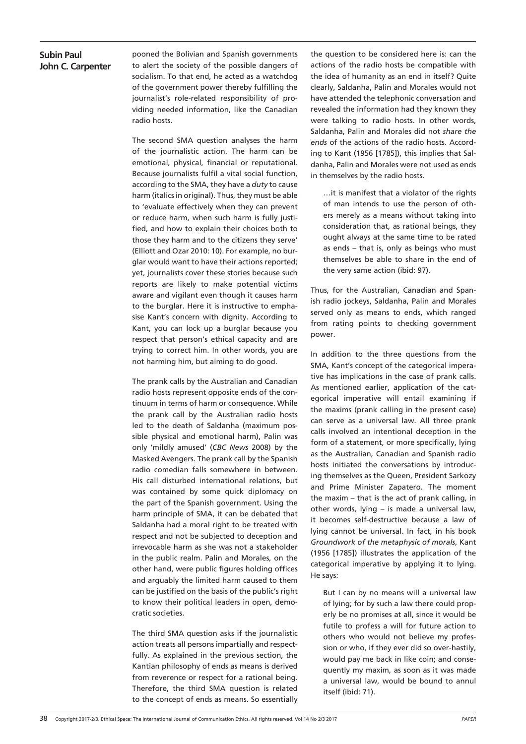pooned the Bolivian and Spanish governments to alert the society of the possible dangers of socialism. To that end, he acted as a watchdog of the government power thereby fulfilling the journalist's role-related responsibility of providing needed information, like the Canadian radio hosts.

The second SMA question analyses the harm of the journalistic action. The harm can be emotional, physical, financial or reputational. Because journalists fulfil a vital social function, according to the SMA, they have a *duty* to cause harm (italics in original). Thus, they must be able to 'evaluate effectively when they can prevent or reduce harm, when such harm is fully justified, and how to explain their choices both to those they harm and to the citizens they serve' (Elliott and Ozar 2010: 10). For example, no burglar would want to have their actions reported; yet, journalists cover these stories because such reports are likely to make potential victims aware and vigilant even though it causes harm to the burglar. Here it is instructive to emphasise Kant's concern with dignity. According to Kant, you can lock up a burglar because you respect that person's ethical capacity and are trying to correct him. In other words, you are not harming him, but aiming to do good.

The prank calls by the Australian and Canadian radio hosts represent opposite ends of the continuum in terms of harm or consequence. While the prank call by the Australian radio hosts led to the death of Saldanha (maximum possible physical and emotional harm), Palin was only 'mildly amused' (*CBC News* 2008) by the Masked Avengers. The prank call by the Spanish radio comedian falls somewhere in between. His call disturbed international relations, but was contained by some quick diplomacy on the part of the Spanish government. Using the harm principle of SMA, it can be debated that Saldanha had a moral right to be treated with respect and not be subjected to deception and irrevocable harm as she was not a stakeholder in the public realm. Palin and Morales, on the other hand, were public figures holding offices and arguably the limited harm caused to them can be justified on the basis of the public's right to know their political leaders in open, democratic societies.

The third SMA question asks if the journalistic action treats all persons impartially and respectfully. As explained in the previous section, the Kantian philosophy of ends as means is derived from reverence or respect for a rational being. Therefore, the third SMA question is related to the concept of ends as means. So essentially the question to be considered here is: can the actions of the radio hosts be compatible with the idea of humanity as an end in itself? Quite clearly, Saldanha, Palin and Morales would not have attended the telephonic conversation and revealed the information had they known they were talking to radio hosts. In other words, Saldanha, Palin and Morales did not *share the ends* of the actions of the radio hosts. According to Kant (1956 [1785]), this implies that Saldanha, Palin and Morales were not used as ends in themselves by the radio hosts.

> …it is manifest that a violator of the rights of man intends to use the person of others merely as a means without taking into consideration that, as rational beings, they ought always at the same time to be rated as ends – that is, only as beings who must themselves be able to share in the end of the very same action (ibid: 97).

Thus, for the Australian, Canadian and Spanish radio jockeys, Saldanha, Palin and Morales served only as means to ends, which ranged from rating points to checking government power.

In addition to the three questions from the SMA, Kant's concept of the categorical imperative has implications in the case of prank calls. As mentioned earlier, application of the categorical imperative will entail examining if the maxims (prank calling in the present case) can serve as a universal law. All three prank calls involved an intentional deception in the form of a statement, or more specifically, lying as the Australian, Canadian and Spanish radio hosts initiated the conversations by introducing themselves as the Queen, President Sarkozy and Prime Minister Zapatero. The moment the maxim – that is the act of prank calling, in other words, lying – is made a universal law, it becomes self-destructive because a law of lying cannot be universal. In fact, in his book *Groundwork of the metaphysic of morals*, Kant (1956 [1785]) illustrates the application of the categorical imperative by applying it to lying. He says:

> But I can by no means will a universal law of lying; for by such a law there could properly be no promises at all, since it would be futile to profess a will for future action to others who would not believe my profession or who, if they ever did so over-hastily, would pay me back in like coin; and consequently my maxim, as soon as it was made a universal law, would be bound to annul itself (ibid: 71).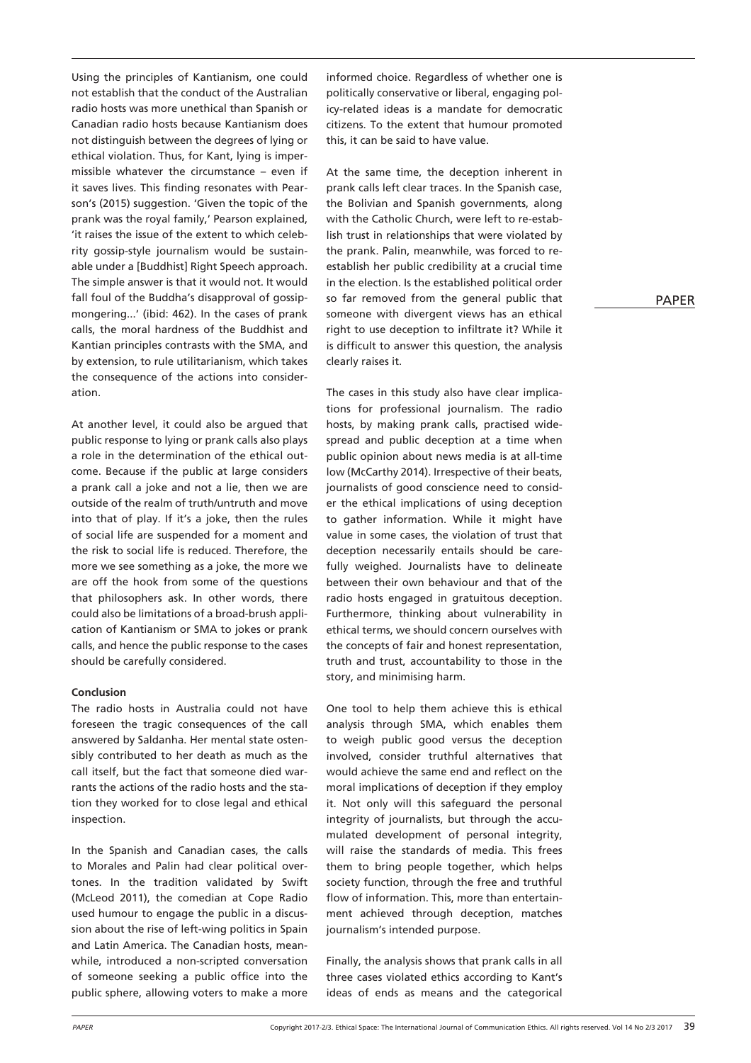Using the principles of Kantianism, one could not establish that the conduct of the Australian radio hosts was more unethical than Spanish or Canadian radio hosts because Kantianism does not distinguish between the degrees of lying or ethical violation. Thus, for Kant, lying is impermissible whatever the circumstance – even if it saves lives. This finding resonates with Pearson's (2015) suggestion. 'Given the topic of the prank was the royal family,' Pearson explained, 'it raises the issue of the extent to which celebrity gossip-style journalism would be sustainable under a [Buddhist] Right Speech approach. The simple answer is that it would not. It would fall foul of the Buddha's disapproval of gossip-mongering...' (ibid: 462). In the cases of prank calls, the moral hardness of the Buddhist and Kantian principles contrasts with the SMA, and by extension, to rule utilitarianism, which takes the consequence of the actions into consideration.

At another level, it could also be argued that public response to lying or prank calls also plays a role in the determination of the ethical outcome. Because if the public at large considers a prank call a joke and not a lie, then we are outside of the realm of truth/untruth and move into that of play. If it's a joke, then the rules of social life are suspended for a moment and the risk to social life is reduced. Therefore, the more we see something as a joke, the more we are off the hook from some of the questions that philosophers ask. In other words, there could also be limitations of a broad-brush application of Kantianism or SMA to jokes or prank calls, and hence the public response to the cases should be carefully considered.

**Conclusion**

The radio hosts in Australia could not have foreseen the tragic consequences of the call answered by Saldanha. Her mental state ostensibly contributed to her death as much as the call itself, but the fact that someone died warrants the actions of the radio hosts and the station they worked for to close legal and ethical inspection.

In the Spanish and Canadian cases, the calls to Morales and Palin had clear political overtones. In the tradition validated by Swift (McLeod 2011), the comedian at Cope Radio used humour to engage the public in a discussion about the rise of left-wing politics in Spain and Latin America. The Canadian hosts, meanwhile, introduced a non-scripted conversation of someone seeking a public office into the public sphere, allowing voters to make a more informed choice. Regardless of whether one is politically conservative or liberal, engaging policy-related ideas is a mandate for democratic citizens. To the extent that humour promoted this, it can be said to have value.

At the same time, the deception inherent in prank calls left clear traces. In the Spanish case, the Bolivian and Spanish governments, along with the Catholic Church, were left to re-establish trust in relationships that were violated by the prank. Palin, meanwhile, was forced to re-establish her public credibility at a crucial time in the election. Is the established political order so far removed from the general public that someone with divergent views has an ethical right to use deception to infiltrate it? While it is difficult to answer this question, the analysis clearly raises it.

The cases in this study also have clear implications for professional journalism. The radio hosts, by making prank calls, practised widespread and public deception at a time when public opinion about news media is at all-time low (McCarthy 2014). Irrespective of their beats, journalists of good conscience need to consider the ethical implications of using deception to gather information. While it might have value in some cases, the violation of trust that deception necessarily entails should be carefully weighed. Journalists have to delineate between their own behaviour and that of the radio hosts engaged in gratuitous deception. Furthermore, thinking about vulnerability in ethical terms, we should concern ourselves with the concepts of fair and honest representation, truth and trust, accountability to those in the story, and minimising harm.

One tool to help them achieve this is ethical analysis through SMA, which enables them to weigh public good versus the deception involved, consider truthful alternatives that would achieve the same end and reflect on the moral implications of deception if they employ it. Not only will this safeguard the personal integrity of journalists, but through the accumulated development of personal integrity, will raise the standards of media. This frees them to bring people together, which helps society function, through the free and truthful flow of information. This, more than entertainment achieved through deception, matches journalism's intended purpose.

Finally, the analysis shows that prank calls in all three cases violated ethics according to Kant's ideas of ends as means and the categorical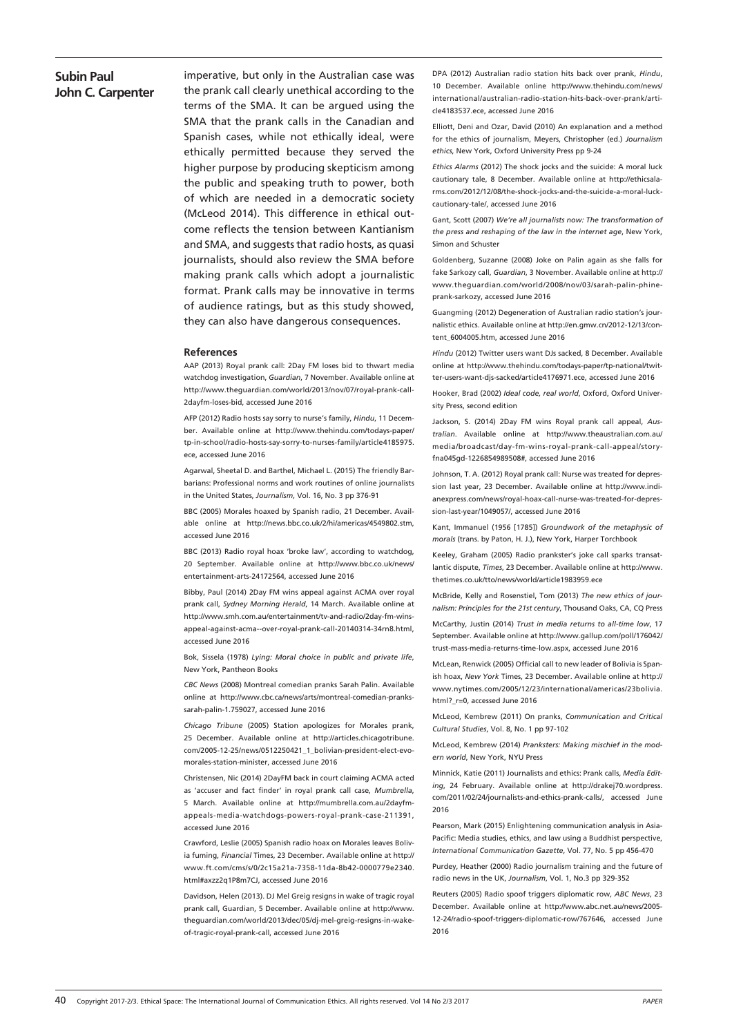imperative, but only in the Australian case was the prank call clearly unethical according to the terms of the SMA. It can be argued using the SMA that the prank calls in the Canadian and Spanish cases, while not ethically ideal, were ethically permitted because they served the higher purpose by producing skepticism among the public and speaking truth to power, both of which are needed in a democratic society (McLeod 2014). This difference in ethical outcome reflects the tension between Kantianism and SMA, and suggests that radio hosts, as quasi journalists, should also review the SMA before making prank calls which adopt a journalistic format. Prank calls may be innovative in terms of audience ratings, but as this study showed, they can also have dangerous consequences.

## References

AAP (2013) Royal prank call: 2Day FM loses bid to thwart media watchdog investigation, *Guardian*, 7 November. Available online at http://www.theguardian.com/world/2013/nov/07/royal-prank-call-2dayfm-loses-bid, accessed June 2016

AFP (2012) Radio hosts say sorry to nurse's family, *Hindu*, 11 December. Available online at http://www.thehindu.com/todays-paper/tp-in-school/radio-hosts-say-sorry-to-nurses-family/article4185975.ece, accessed June 2016

Agarwal, Sheetal D. and Barthel, Michael L. (2015) The friendly Barbarians: Professional norms and work routines of online journalists in the United States, *Journalism*, Vol. 16, No. 3 pp 376-91

BBC (2005) Morales hoaxed by Spanish radio, 21 December. Available online at http://news.bbc.co.uk/2/hi/americas/4549802.stm, accessed June 2016

BBC (2013) Radio royal hoax 'broke law', according to watchdog, 20 September. Available online at http://www.bbc.co.uk/news/entertainment-arts-24172564, accessed June 2016

Bibby, Paul (2014) 2Day FM wins appeal against ACMA over royal prank call, *Sydney Morning Herald*, 14 March. Available online at http://www.smh.com.au/entertainment/tv-and-radio/2day-fm-wins-appeal-against-acma--over-royal-prank-call-20140314-34rn8.html, accessed June 2016

Bok, Sissela (1978) *Lying: Moral choice in public and private life*, New York, Pantheon Books

*CBC News* (2008) Montreal comedian pranks Sarah Palin. Available online at http://www.cbc.ca/news/arts/montreal-comedian-pranks-sarah-palin-1.759027, accessed June 2016

*Chicago Tribune* (2005) Station apologizes for Morales prank, 25 December. Available online at http://articles.chicagotribune.com/2005-12-25/news/0512250421_1_bolivian-president-elect-evo-morales-station-minister, accessed June 2016

Christensen, Nic (2014) 2DayFM back in court claiming ACMA acted as 'accuser and fact finder' in royal prank call case, *Mumbrella*, 5 March. Available online at http://mumbrella.com.au/2dayfm-appeals-media-watchdogs-powers-royal-prank-case-211391, accessed June 2016

Crawford, Leslie (2005) Spanish radio hoax on Morales leaves Bolivia fuming, *Financial* Times, 23 December. Available online at http://www.ft.com/cms/s/0/2c15a21a-7358-11da-8b42-0000779e2340.html#axzz2q1P8m7CJ, accessed June 2016

Davidson, Helen (2013). DJ Mel Greig resigns in wake of tragic royal prank call, Guardian, 5 December. Available online at http://www.theguardian.com/world/2013/dec/05/dj-mel-greig-resigns-in-wake-of-tragic-royal-prank-call, accessed June 2016

DPA (2012) Australian radio station hits back over prank, *Hindu*, 10 December. Available online http://www.thehindu.com/news/international/australian-radio-station-hits-back-over-prank/article4183537.ece, accessed June 2016

Elliott, Deni and Ozar, David (2010) An explanation and a method for the ethics of journalism, Meyers, Christopher (ed.) *Journalism ethics*, New York, Oxford University Press pp 9-24

*Ethics Alarms* (2012) The shock jocks and the suicide: A moral luck cautionary tale, 8 December. Available online at http://ethicsalarms.com/2012/12/08/the-shock-jocks-and-the-suicide-a-moral-luck-cautionary-tale/, accessed June 2016

Gant, Scott (2007) *We're all journalists now: The transformation of the press and reshaping of the law in the internet age*, New York, Simon and Schuster

Goldenberg, Suzanne (2008) Joke on Palin again as she falls for fake Sarkozy call, *Guardian*, 3 November. Available online at http://www.theguardian.com/world/2008/nov/03/sarah-palin-phine-prank-sarkozy, accessed June 2016

Guangming (2012) Degeneration of Australian radio station's journalistic ethics. Available online at http://en.gmw.cn/2012-12/13/content_6004005.htm, accessed June 2016

*Hindu* (2012) Twitter users want DJs sacked, 8 December. Available online at http://www.thehindu.com/todays-paper/tp-national/twitter-users-want-djs-sacked/article4176971.ece, accessed June 2016

Hooker, Brad (2002) *Ideal code, real world*, Oxford, Oxford University Press, second edition

Jackson, S. (2014) 2Day FM wins Royal prank call appeal, *Australian*. Available online at http://www.theaustralian.com.au/media/broadcast/day-fm-wins-royal-prank-call-appeal/story-fna045gd-1226854989508#, accessed June 2016

Johnson, T. A. (2012) Royal prank call: Nurse was treated for depression last year, 23 December. Available online at http://www.indianexpress.com/news/royal-hoax-call-nurse-was-treated-for-depression-last-year/1049057/, accessed June 2016

Kant, Immanuel (1956 [1785]) *Groundwork of the metaphysic of morals* (trans. by Paton, H. J.), New York, Harper Torchbook

Keeley, Graham (2005) Radio prankster's joke call sparks transatlantic dispute, *Times*, 23 December. Available online at http://www.thetimes.co.uk/tto/news/world/article1983959.ece

McBride, Kelly and Rosenstiel, Tom (2013) *The new ethics of journalism: Principles for the 21st century*, Thousand Oaks, CA, CQ Press

McCarthy, Justin (2014) *Trust in media returns to all-time low*, 17 September. Available online at http://www.gallup.com/poll/176042/trust-mass-media-returns-time-low.aspx, accessed June 2016

McLean, Renwick (2005) Official call to new leader of Bolivia is Spanish hoax, *New York* Times, 23 December. Available online at http://www.nytimes.com/2005/12/23/international/americas/23bolivia.html?_r=0, accessed June 2016

McLeod, Kembrew (2011) On pranks, *Communication and Critical Cultural Studies*, Vol. 8, No. 1 pp 97-102

McLeod, Kembrew (2014) *Pranksters: Making mischief in the modern world*, New York, NYU Press

Minnick, Katie (2011) Journalists and ethics: Prank calls, *Media Editing*, 24 February. Available online at http://drakej70.wordpress.com/2011/02/24/journalists-and-ethics-prank-calls/, accessed June 2016

Pearson, Mark (2015) Enlightening communication analysis in Asia-Pacific: Media studies, ethics, and law using a Buddhist perspective, *International Communication Gazette*, Vol. 77, No. 5 pp 456-470

Purdey, Heather (2000) Radio journalism training and the future of radio news in the UK, *Journalism*, Vol. 1, No.3 pp 329-352

Reuters (2005) Radio spoof triggers diplomatic row, *ABC News*, 23 December. Available online at http://www.abc.net.au/news/2005-12-24/radio-spoof-triggers-diplomatic-row/767646, accessed June 2016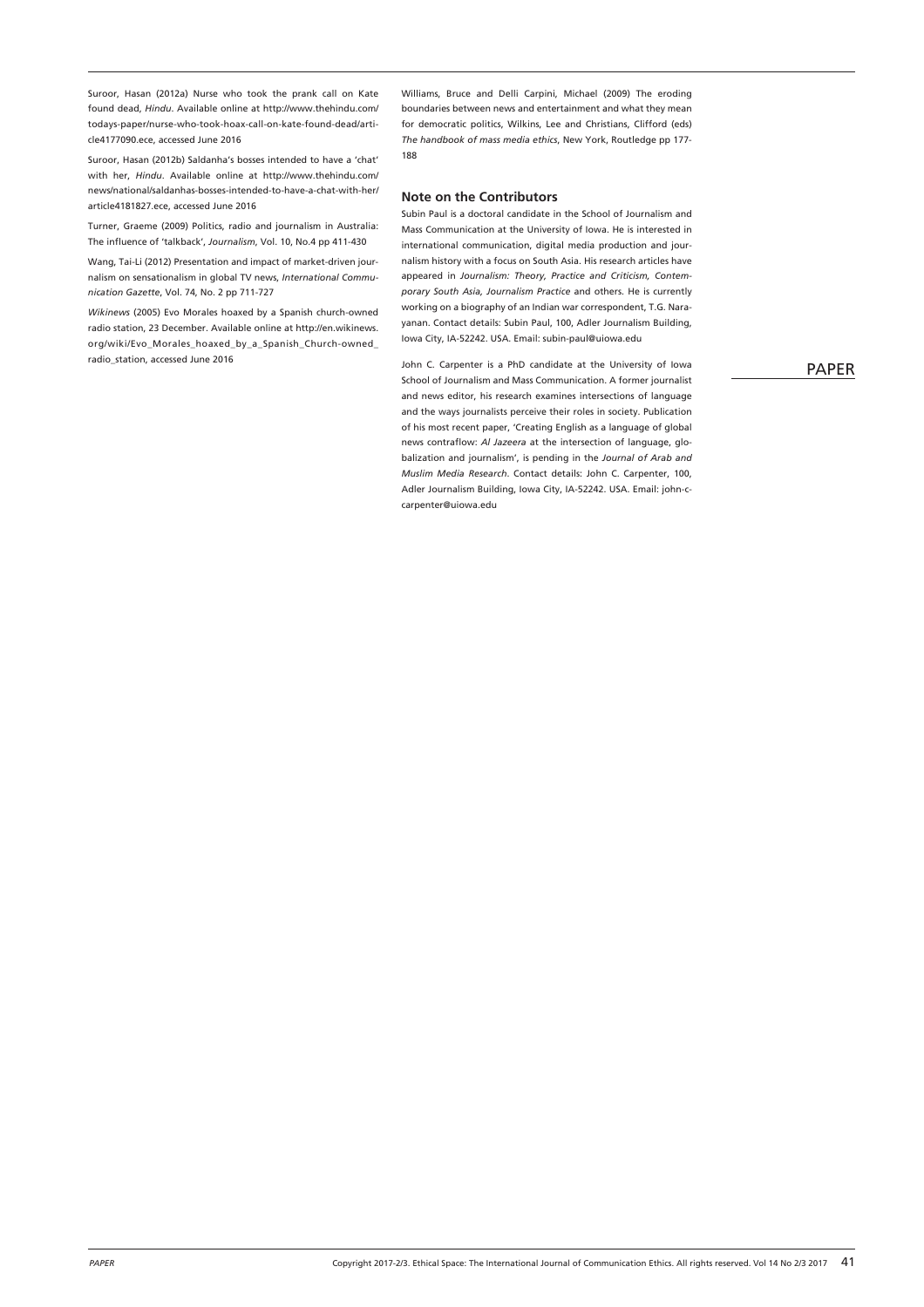Suroor, Hasan (2012a) Nurse who took the prank call on Kate found dead, *Hindu*. Available online at http://www.thehindu.com/todays-paper/nurse-who-took-hoax-call-on-kate-found-dead/article4177090.ece, accessed June 2016

Suroor, Hasan (2012b) Saldanha's bosses intended to have a 'chat' with her, *Hindu*. Available online at http://www.thehindu.com/news/national/saldanhas-bosses-intended-to-have-a-chat-with-her/article4181827.ece, accessed June 2016

Turner, Graeme (2009) Politics, radio and journalism in Australia: The influence of 'talkback', *Journalism*, Vol. 10, No.4 pp 411-430

Wang, Tai-Li (2012) Presentation and impact of market-driven journalism on sensationalism in global TV news, *International Communication Gazette*, Vol. 74, No. 2 pp 711-727

*Wikinews* (2005) Evo Morales hoaxed by a Spanish church-owned radio station, 23 December. Available online at http://en.wikinews.org/wiki/Evo_Morales_hoaxed_by_a_Spanish_Church-owned_radio_station, accessed June 2016

Williams, Bruce and Delli Carpini, Michael (2009) The eroding boundaries between news and entertainment and what they mean for democratic politics, Wilkins, Lee and Christians, Clifford (eds) *The handbook of mass media ethics*, New York, Routledge pp 177-188

## Note on the Contributors

Subin Paul is a doctoral candidate in the School of Journalism and Mass Communication at the University of Iowa. He is interested in international communication, digital media production and journalism history with a focus on South Asia. His research articles have appeared in *Journalism: Theory, Practice and Criticism, Contemporary South Asia, Journalism Practice* and others. He is currently working on a biography of an Indian war correspondent, T.G. Narayanan. Contact details: Subin Paul, 100, Adler Journalism Building, Iowa City, IA-52242. USA. Email: subin-paul@uiowa.edu

John C. Carpenter is a PhD candidate at the University of Iowa School of Journalism and Mass Communication. A former journalist and news editor, his research examines intersections of language and the ways journalists perceive their roles in society. Publication of his most recent paper, 'Creating English as a language of global news contraflow: *Al Jazeera* at the intersection of language, globalization and journalism', is pending in the *Journal of Arab and Muslim Media Research*. Contact details: John C. Carpenter, 100, Adler Journalism Building, Iowa City, IA-52242. USA. Email: john-c-carpenter@uiowa.edu